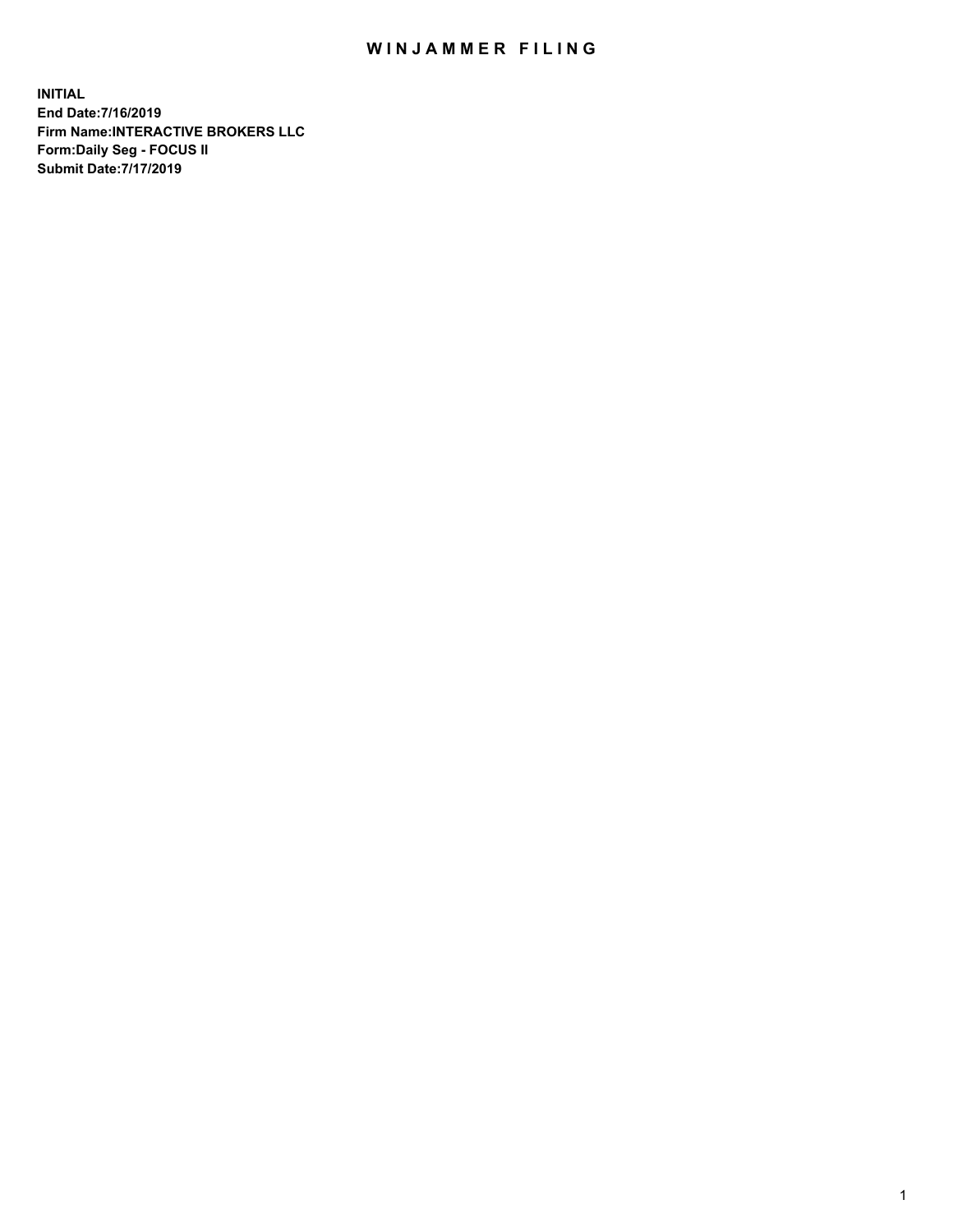# WINJAMMER FILING

**INITIAL**
**End Date:7/16/2019**
**Firm Name:INTERACTIVE BROKERS LLC**
**Form:Daily Seg - FOCUS II**
**Submit Date:7/17/2019**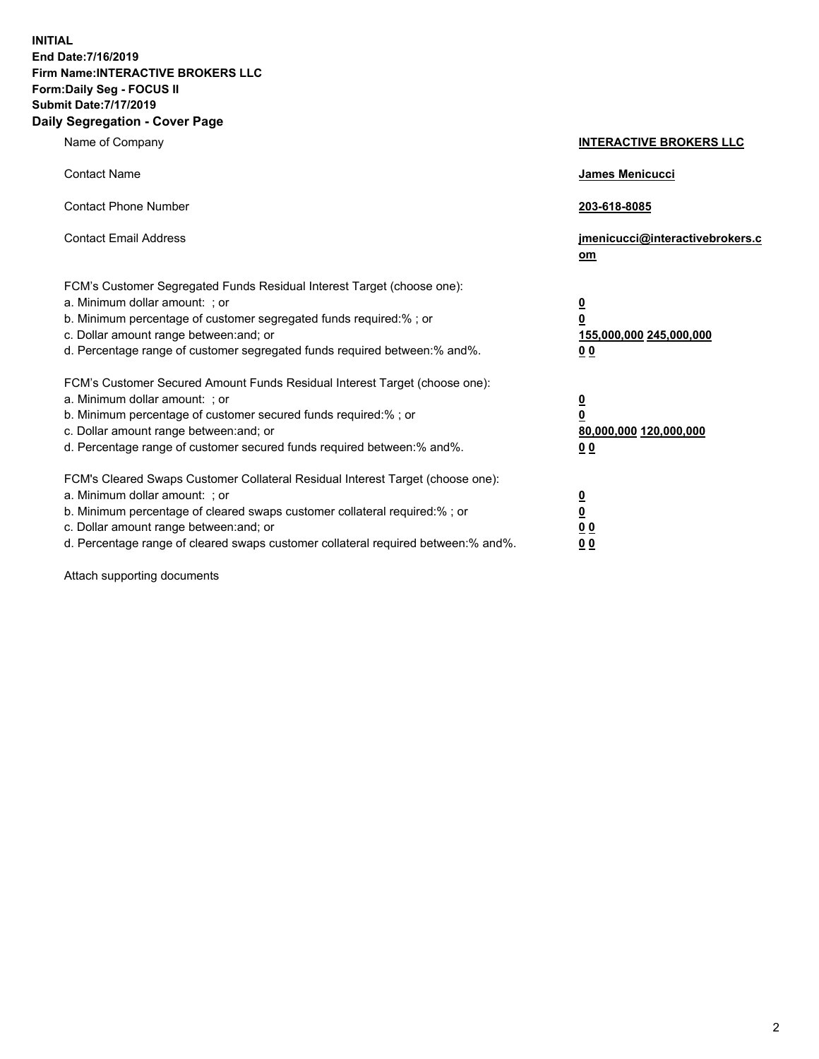**INITIAL**
**End Date:7/16/2019**
**Firm Name:INTERACTIVE BROKERS LLC**
**Form:Daily Seg - FOCUS II**
**Submit Date:7/17/2019**
**Daily Segregation - Cover Page**

| | |
|---|---|
| Name of Company | **INTERACTIVE BROKERS LLC** |
| Contact Name | **James Menicucci** |
| Contact Phone Number | **203-618-8085** |
| Contact Email Address | **jmenicucci@interactivebrokers.com** |

FCM's Customer Segregated Funds Residual Interest Target (choose one):

| | |
|---|---|
| a. Minimum dollar amount: ; or | **0** |
| b. Minimum percentage of customer segregated funds required:% ; or | **0** |
| c. Dollar amount range between:and; or | **155,000,000 245,000,000** |
| d. Percentage range of customer segregated funds required between:% and%. | **0 0** |

FCM's Customer Secured Amount Funds Residual Interest Target (choose one):

| | |
|---|---|
| a. Minimum dollar amount: ; or | **0** |
| b. Minimum percentage of customer secured funds required:% ; or | **0** |
| c. Dollar amount range between:and; or | **80,000,000 120,000,000** |
| d. Percentage range of customer secured funds required between:% and%. | **0 0** |

FCM's Cleared Swaps Customer Collateral Residual Interest Target (choose one):

| | |
|---|---|
| a. Minimum dollar amount: ; or | **0** |
| b. Minimum percentage of cleared swaps customer collateral required:% ; or | **0** |
| c. Dollar amount range between:and; or | **0 0** |
| d. Percentage range of cleared swaps customer collateral required between:% and%. | **0 0** |

Attach supporting documents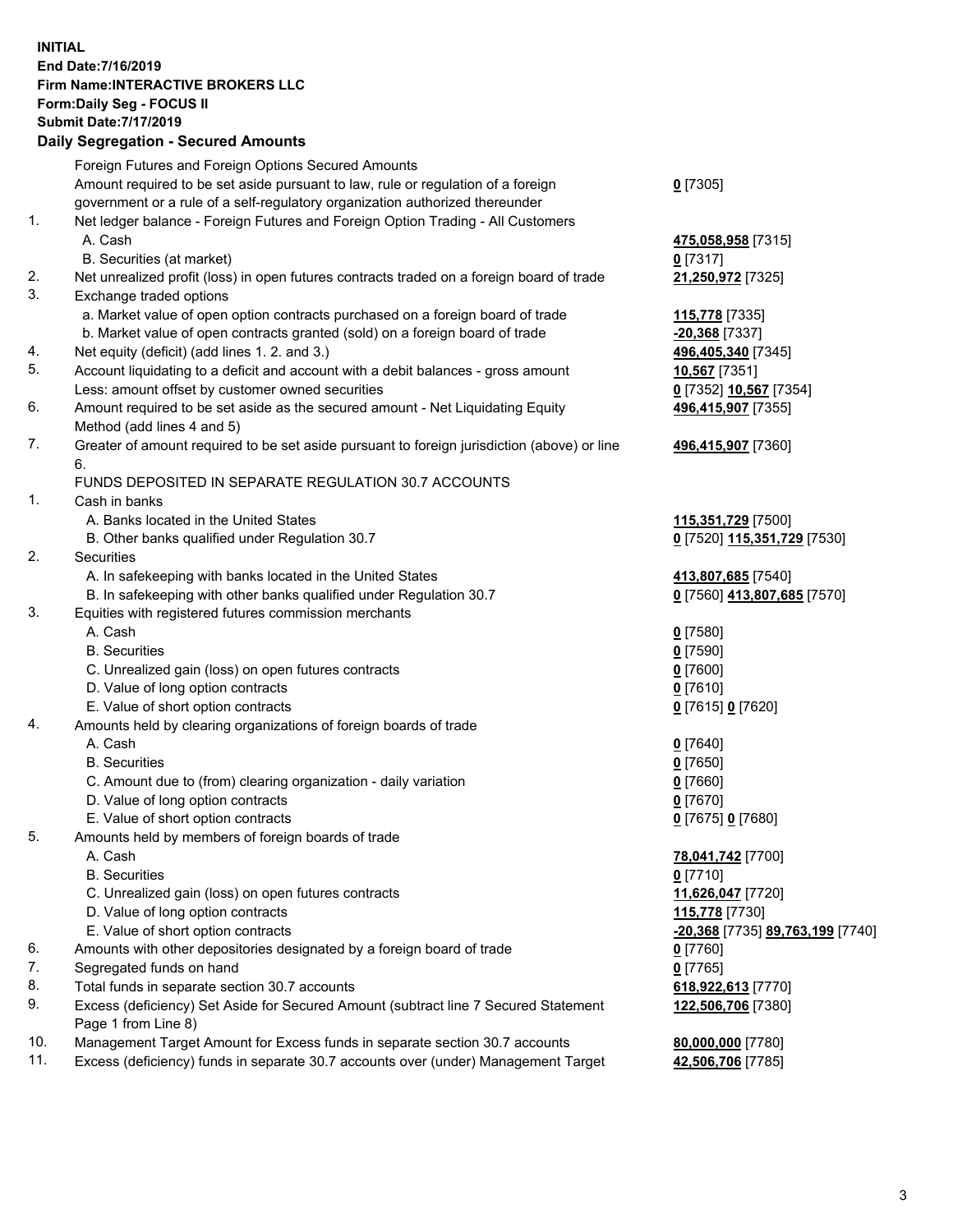**INITIAL**
**End Date:7/16/2019**
**Firm Name:INTERACTIVE BROKERS LLC**
**Form:Daily Seg - FOCUS II**
**Submit Date:7/17/2019**
**Daily Segregation - Secured Amounts**

| | | |
|---|---|---|
| | Foreign Futures and Foreign Options Secured Amounts | |
| | Amount required to be set aside pursuant to law, rule or regulation of a foreign government or a rule of a self-regulatory organization authorized thereunder | **0** [7305] |
| 1. | Net ledger balance - Foreign Futures and Foreign Option Trading - All Customers | |
| | A. Cash | **475,058,958** [7315] |
| | B. Securities (at market) | **0** [7317] |
| 2. | Net unrealized profit (loss) in open futures contracts traded on a foreign board of trade | **21,250,972** [7325] |
| 3. | Exchange traded options | |
| | a. Market value of open option contracts purchased on a foreign board of trade | **115,778** [7335] |
| | b. Market value of open contracts granted (sold) on a foreign board of trade | **-20,368** [7337] |
| 4. | Net equity (deficit) (add lines 1. 2. and 3.) | **496,405,340** [7345] |
| 5. | Account liquidating to a deficit and account with a debit balances - gross amount | **10,567** [7351] |
| | Less: amount offset by customer owned securities | **0** [7352] **10,567** [7354] |
| 6. | Amount required to be set aside as the secured amount - Net Liquidating Equity Method (add lines 4 and 5) | **496,415,907** [7355] |
| 7. | Greater of amount required to be set aside pursuant to foreign jurisdiction (above) or line 6. | **496,415,907** [7360] |
| | FUNDS DEPOSITED IN SEPARATE REGULATION 30.7 ACCOUNTS | |
| 1. | Cash in banks | |
| | A. Banks located in the United States | **115,351,729** [7500] |
| | B. Other banks qualified under Regulation 30.7 | **0** [7520] **115,351,729** [7530] |
| 2. | Securities | |
| | A. In safekeeping with banks located in the United States | **413,807,685** [7540] |
| | B. In safekeeping with other banks qualified under Regulation 30.7 | **0** [7560] **413,807,685** [7570] |
| 3. | Equities with registered futures commission merchants | |
| | A. Cash | **0** [7580] |
| | B. Securities | **0** [7590] |
| | C. Unrealized gain (loss) on open futures contracts | **0** [7600] |
| | D. Value of long option contracts | **0** [7610] |
| | E. Value of short option contracts | **0** [7615] **0** [7620] |
| 4. | Amounts held by clearing organizations of foreign boards of trade | |
| | A. Cash | **0** [7640] |
| | B. Securities | **0** [7650] |
| | C. Amount due to (from) clearing organization - daily variation | **0** [7660] |
| | D. Value of long option contracts | **0** [7670] |
| | E. Value of short option contracts | **0** [7675] **0** [7680] |
| 5. | Amounts held by members of foreign boards of trade | |
| | A. Cash | **78,041,742** [7700] |
| | B. Securities | **0** [7710] |
| | C. Unrealized gain (loss) on open futures contracts | **11,626,047** [7720] |
| | D. Value of long option contracts | **115,778** [7730] |
| | E. Value of short option contracts | **-20,368** [7735] **89,763,199** [7740] |
| 6. | Amounts with other depositories designated by a foreign board of trade | **0** [7760] |
| 7. | Segregated funds on hand | **0** [7765] |
| 8. | Total funds in separate section 30.7 accounts | **618,922,613** [7770] |
| 9. | Excess (deficiency) Set Aside for Secured Amount (subtract line 7 Secured Statement Page 1 from Line 8) | **122,506,706** [7380] |
| 10. | Management Target Amount for Excess funds in separate section 30.7 accounts | **80,000,000** [7780] |
| 11. | Excess (deficiency) funds in separate 30.7 accounts over (under) Management Target | **42,506,706** [7785] |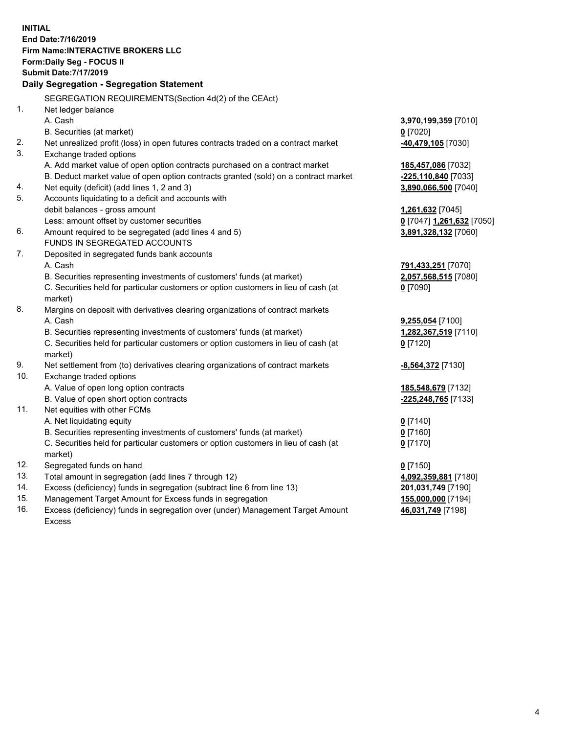**INITIAL**
**End Date:7/16/2019**
**Firm Name:INTERACTIVE BROKERS LLC**
**Form:Daily Seg - FOCUS II**
**Submit Date:7/17/2019**

### Daily Segregation - Segregation Statement

SEGREGATION REQUIREMENTS(Section 4d(2) of the CEAct)

| | | |
|---|---|---|
| 1. | Net ledger balance | |
| | A. Cash | **3,970,199,359** [7010] |
| | B. Securities (at market) | **0** [7020] |
| 2. | Net unrealized profit (loss) in open futures contracts traded on a contract market | **-40,479,105** [7030] |
| 3. | Exchange traded options | |
| | A. Add market value of open option contracts purchased on a contract market | **185,457,086** [7032] |
| | B. Deduct market value of open option contracts granted (sold) on a contract market | **-225,110,840** [7033] |
| 4. | Net equity (deficit) (add lines 1, 2 and 3) | **3,890,066,500** [7040] |
| 5. | Accounts liquidating to a deficit and accounts with debit balances - gross amount | **1,261,632** [7045] |
| | Less: amount offset by customer securities | **0** [7047] **1,261,632** [7050] |
| 6. | Amount required to be segregated (add lines 4 and 5) | **3,891,328,132** [7060] |
| | FUNDS IN SEGREGATED ACCOUNTS | |
| 7. | Deposited in segregated funds bank accounts | |
| | A. Cash | **791,433,251** [7070] |
| | B. Securities representing investments of customers' funds (at market) | **2,057,568,515** [7080] |
| | C. Securities held for particular customers or option customers in lieu of cash (at market) | **0** [7090] |
| 8. | Margins on deposit with derivatives clearing organizations of contract markets | |
| | A. Cash | **9,255,054** [7100] |
| | B. Securities representing investments of customers' funds (at market) | **1,282,367,519** [7110] |
| | C. Securities held for particular customers or option customers in lieu of cash (at market) | **0** [7120] |
| 9. | Net settlement from (to) derivatives clearing organizations of contract markets | **-8,564,372** [7130] |
| 10. | Exchange traded options | |
| | A. Value of open long option contracts | **185,548,679** [7132] |
| | B. Value of open short option contracts | **-225,248,765** [7133] |
| 11. | Net equities with other FCMs | |
| | A. Net liquidating equity | **0** [7140] |
| | B. Securities representing investments of customers' funds (at market) | **0** [7160] |
| | C. Securities held for particular customers or option customers in lieu of cash (at market) | **0** [7170] |
| 12. | Segregated funds on hand | **0** [7150] |
| 13. | Total amount in segregation (add lines 7 through 12) | **4,092,359,881** [7180] |
| 14. | Excess (deficiency) funds in segregation (subtract line 6 from line 13) | **201,031,749** [7190] |
| 15. | Management Target Amount for Excess funds in segregation | **155,000,000** [7194] |
| 16. | Excess (deficiency) funds in segregation over (under) Management Target Amount Excess | **46,031,749** [7198] |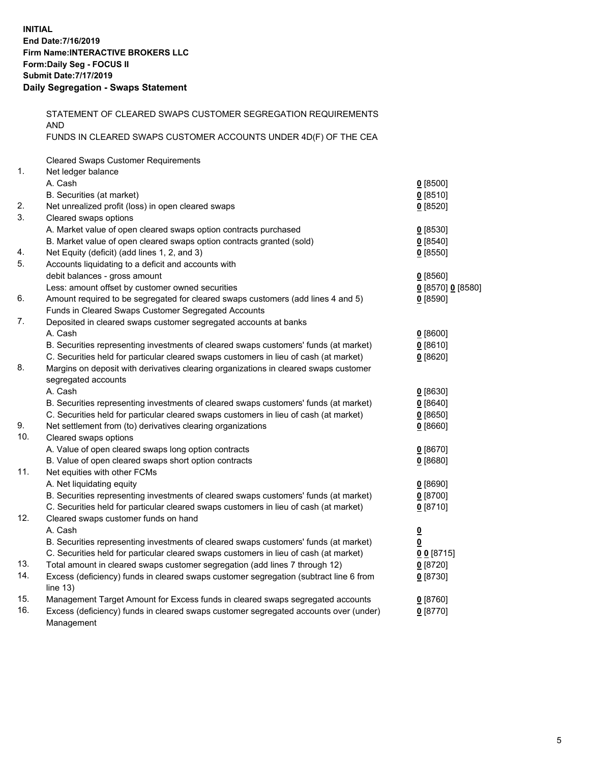**INITIAL**
**End Date:7/16/2019**
**Firm Name:INTERACTIVE BROKERS LLC**
**Form:Daily Seg - FOCUS II**
**Submit Date:7/17/2019**
**Daily Segregation - Swaps Statement**

STATEMENT OF CLEARED SWAPS CUSTOMER SEGREGATION REQUIREMENTS AND FUNDS IN CLEARED SWAPS CUSTOMER ACCOUNTS UNDER 4D(F) OF THE CEA

| | | |
|---|---|---|
| | Cleared Swaps Customer Requirements | |
| 1. | Net ledger balance | |
| | A. Cash | 0 [8500] |
| | B. Securities (at market) | 0 [8510] |
| 2. | Net unrealized profit (loss) in open cleared swaps | 0 [8520] |
| 3. | Cleared swaps options | |
| | A. Market value of open cleared swaps option contracts purchased | 0 [8530] |
| | B. Market value of open cleared swaps option contracts granted (sold) | 0 [8540] |
| 4. | Net Equity (deficit) (add lines 1, 2, and 3) | 0 [8550] |
| 5. | Accounts liquidating to a deficit and accounts with debit balances - gross amount | 0 [8560] |
| | Less: amount offset by customer owned securities | 0 [8570] 0 [8580] |
| 6. | Amount required to be segregated for cleared swaps customers (add lines 4 and 5) | 0 [8590] |
| | Funds in Cleared Swaps Customer Segregated Accounts | |
| 7. | Deposited in cleared swaps customer segregated accounts at banks | |
| | A. Cash | 0 [8600] |
| | B. Securities representing investments of cleared swaps customers' funds (at market) | 0 [8610] |
| | C. Securities held for particular cleared swaps customers in lieu of cash (at market) | 0 [8620] |
| 8. | Margins on deposit with derivatives clearing organizations in cleared swaps customer segregated accounts | |
| | A. Cash | 0 [8630] |
| | B. Securities representing investments of cleared swaps customers' funds (at market) | 0 [8640] |
| | C. Securities held for particular cleared swaps customers in lieu of cash (at market) | 0 [8650] |
| 9. | Net settlement from (to) derivatives clearing organizations | 0 [8660] |
| 10. | Cleared swaps options | |
| | A. Value of open cleared swaps long option contracts | 0 [8670] |
| | B. Value of open cleared swaps short option contracts | 0 [8680] |
| 11. | Net equities with other FCMs | |
| | A. Net liquidating equity | 0 [8690] |
| | B. Securities representing investments of cleared swaps customers' funds (at market) | 0 [8700] |
| | C. Securities held for particular cleared swaps customers in lieu of cash (at market) | 0 [8710] |
| 12. | Cleared swaps customer funds on hand | |
| | A. Cash | 0 |
| | B. Securities representing investments of cleared swaps customers' funds (at market) | 0 |
| | C. Securities held for particular cleared swaps customers in lieu of cash (at market) | 0 0 [8715] |
| 13. | Total amount in cleared swaps customer segregation (add lines 7 through 12) | 0 [8720] |
| 14. | Excess (deficiency) funds in cleared swaps customer segregation (subtract line 6 from line 13) | 0 [8730] |
| 15. | Management Target Amount for Excess funds in cleared swaps segregated accounts | 0 [8760] |
| 16. | Excess (deficiency) funds in cleared swaps customer segregated accounts over (under) Management | 0 [8770] |